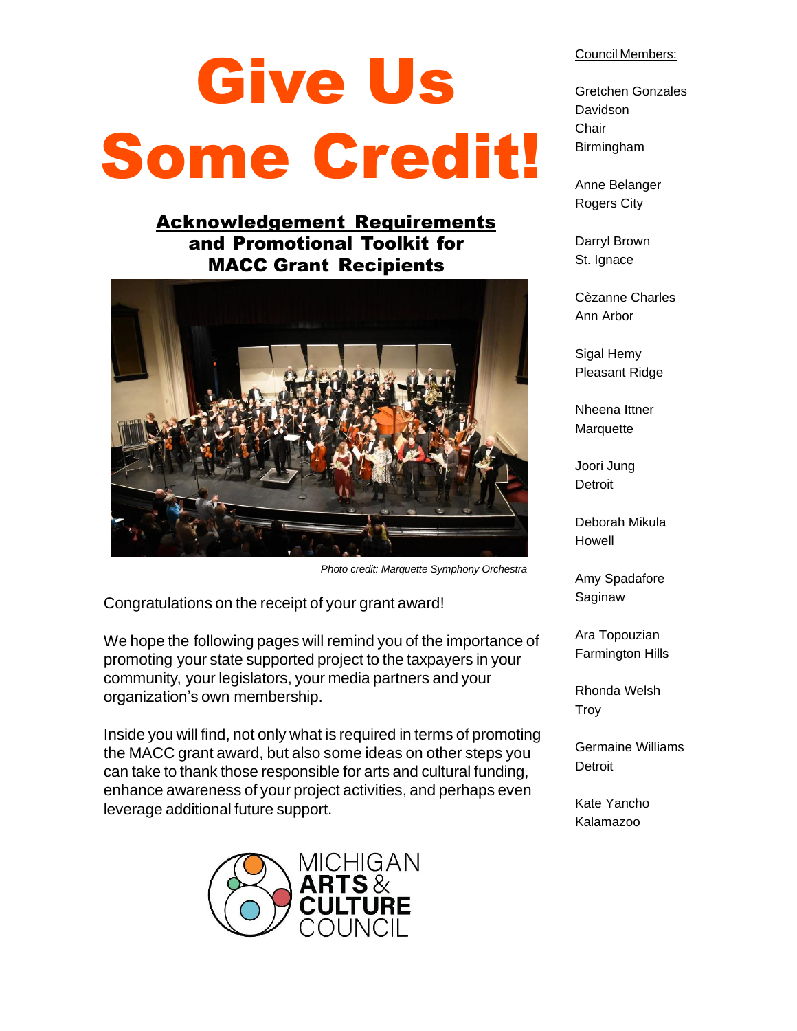# Give Us Some Credit!

## Acknowledgement Requirements and Promotional Toolkit for MACC Grant Recipients

*Photo credit: Marquette Symphony Orchestra*

Congratulations on the receipt of your grant award!

We hope the following pages will remind you of the importance of promoting your state supported project to the taxpayers in your community, your legislators, your media partners and your organization's own membership.

Inside you will find, not only what is required in terms of promoting the MACC grant award, but also some ideas on other steps you can take to thank those responsible for arts and cultural funding, enhance awareness of your project activities, and perhaps even leverage additional future support.

MICHIGAN ARTS & CULTURE COUNCIL

Council Members:

Gretchen Gonzales Davidson
Chair
Birmingham

Anne Belanger
Rogers City

Darryl Brown
St. Ignace

Cèzanne Charles
Ann Arbor

Sigal Hemy
Pleasant Ridge

Nheena Ittner
Marquette

Joori Jung
Detroit

Deborah Mikula
Howell

Amy Spadafore
Saginaw

Ara Topouzian
Farmington Hills

Rhonda Welsh
Troy

Germaine Williams
Detroit

Kate Yancho
Kalamazoo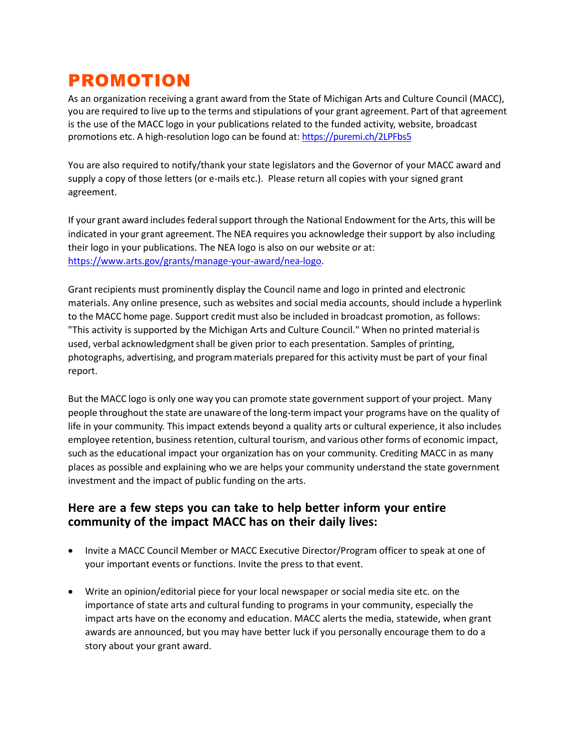# PROMOTION

As an organization receiving a grant award from the State of Michigan Arts and Culture Council (MACC), you are required to live up to the terms and stipulations of your grant agreement. Part of that agreement is the use of the MACC logo in your publications related to the funded activity, website, broadcast promotions etc. A high-resolution logo can be found at: https://puremi.ch/2LPFbs5

You are also required to notify/thank your state legislators and the Governor of your MACC award and supply a copy of those letters (or e-mails etc.). Please return all copies with your signed grant agreement.

If your grant award includes federal support through the National Endowment for the Arts, this will be indicated in your grant agreement. The NEA requires you acknowledge their support by also including their logo in your publications. The NEA logo is also on our website or at: https://www.arts.gov/grants/manage-your-award/nea-logo.

Grant recipients must prominently display the Council name and logo in printed and electronic materials. Any online presence, such as websites and social media accounts, should include a hyperlink to the MACC home page. Support credit must also be included in broadcast promotion, as follows: "This activity is supported by the Michigan Arts and Culture Council." When no printed material is used, verbal acknowledgment shall be given prior to each presentation. Samples of printing, photographs, advertising, and program materials prepared for this activity must be part of your final report.

But the MACC logo is only one way you can promote state government support of your project. Many people throughout the state are unaware of the long-term impact your programs have on the quality of life in your community. This impact extends beyond a quality arts or cultural experience, it also includes employee retention, business retention, cultural tourism, and various other forms of economic impact, such as the educational impact your organization has on your community. Crediting MACC in as many places as possible and explaining who we are helps your community understand the state government investment and the impact of public funding on the arts.

### Here are a few steps you can take to help better inform your entire community of the impact MACC has on their daily lives:

- Invite a MACC Council Member or MACC Executive Director/Program officer to speak at one of your important events or functions. Invite the press to that event.
- Write an opinion/editorial piece for your local newspaper or social media site etc. on the importance of state arts and cultural funding to programs in your community, especially the impact arts have on the economy and education. MACC alerts the media, statewide, when grant awards are announced, but you may have better luck if you personally encourage them to do a story about your grant award.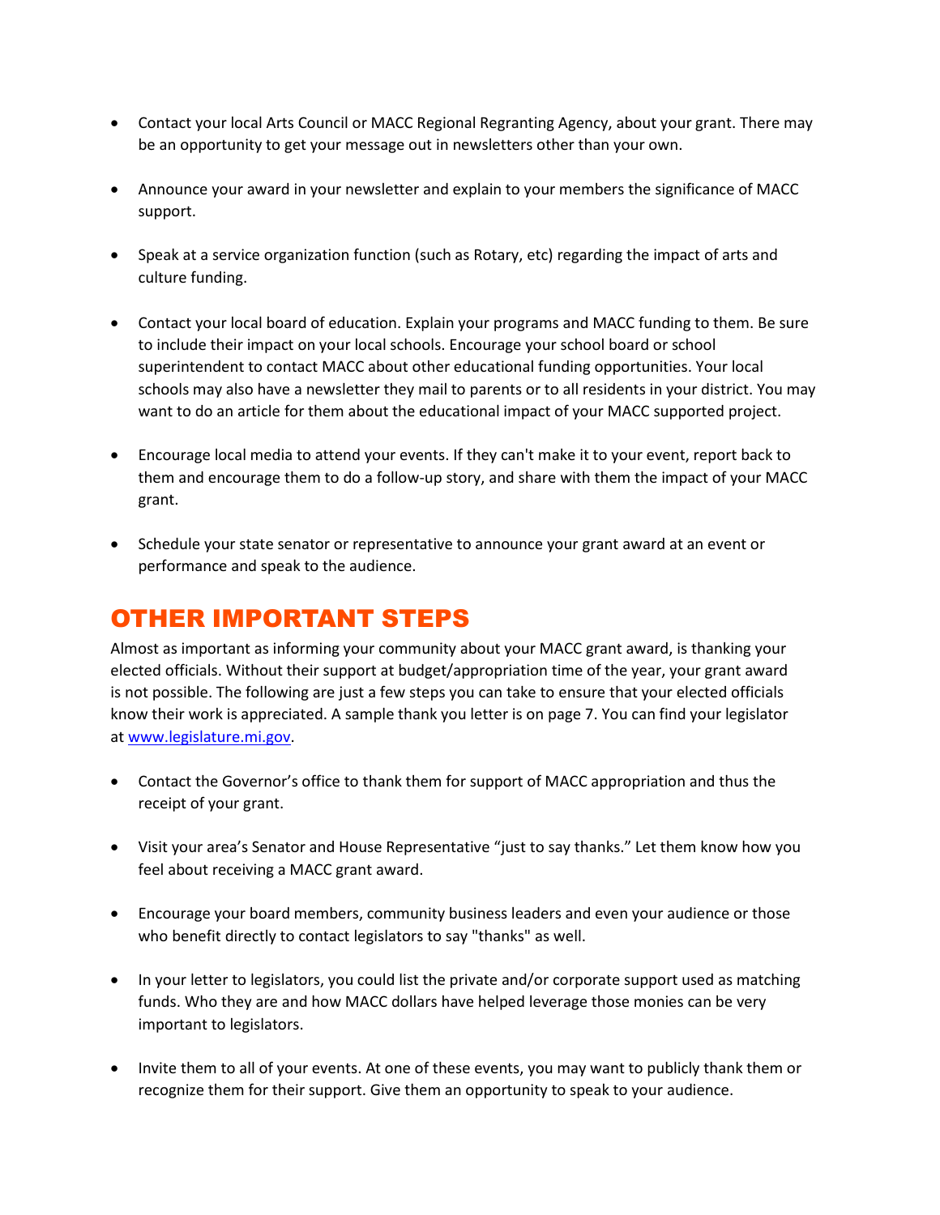- Contact your local Arts Council or MACC Regional Regranting Agency, about your grant. There may be an opportunity to get your message out in newsletters other than your own.

- Announce your award in your newsletter and explain to your members the significance of MACC support.

- Speak at a service organization function (such as Rotary, etc) regarding the impact of arts and culture funding.

- Contact your local board of education. Explain your programs and MACC funding to them. Be sure to include their impact on your local schools. Encourage your school board or school superintendent to contact MACC about other educational funding opportunities. Your local schools may also have a newsletter they mail to parents or to all residents in your district. You may want to do an article for them about the educational impact of your MACC supported project.

- Encourage local media to attend your events. If they can't make it to your event, report back to them and encourage them to do a follow-up story, and share with them the impact of your MACC grant.

- Schedule your state senator or representative to announce your grant award at an event or performance and speak to the audience.

## OTHER IMPORTANT STEPS

Almost as important as informing your community about your MACC grant award, is thanking your elected officials. Without their support at budget/appropriation time of the year, your grant award is not possible. The following are just a few steps you can take to ensure that your elected officials know their work is appreciated. A sample thank you letter is on page 7. You can find your legislator at [www.legislature.mi.gov](http://www.legislature.mi.gov).

- Contact the Governor's office to thank them for support of MACC appropriation and thus the receipt of your grant.

- Visit your area's Senator and House Representative "just to say thanks." Let them know how you feel about receiving a MACC grant award.

- Encourage your board members, community business leaders and even your audience or those who benefit directly to contact legislators to say "thanks" as well.

- In your letter to legislators, you could list the private and/or corporate support used as matching funds. Who they are and how MACC dollars have helped leverage those monies can be very important to legislators.

- Invite them to all of your events. At one of these events, you may want to publicly thank them or recognize them for their support. Give them an opportunity to speak to your audience.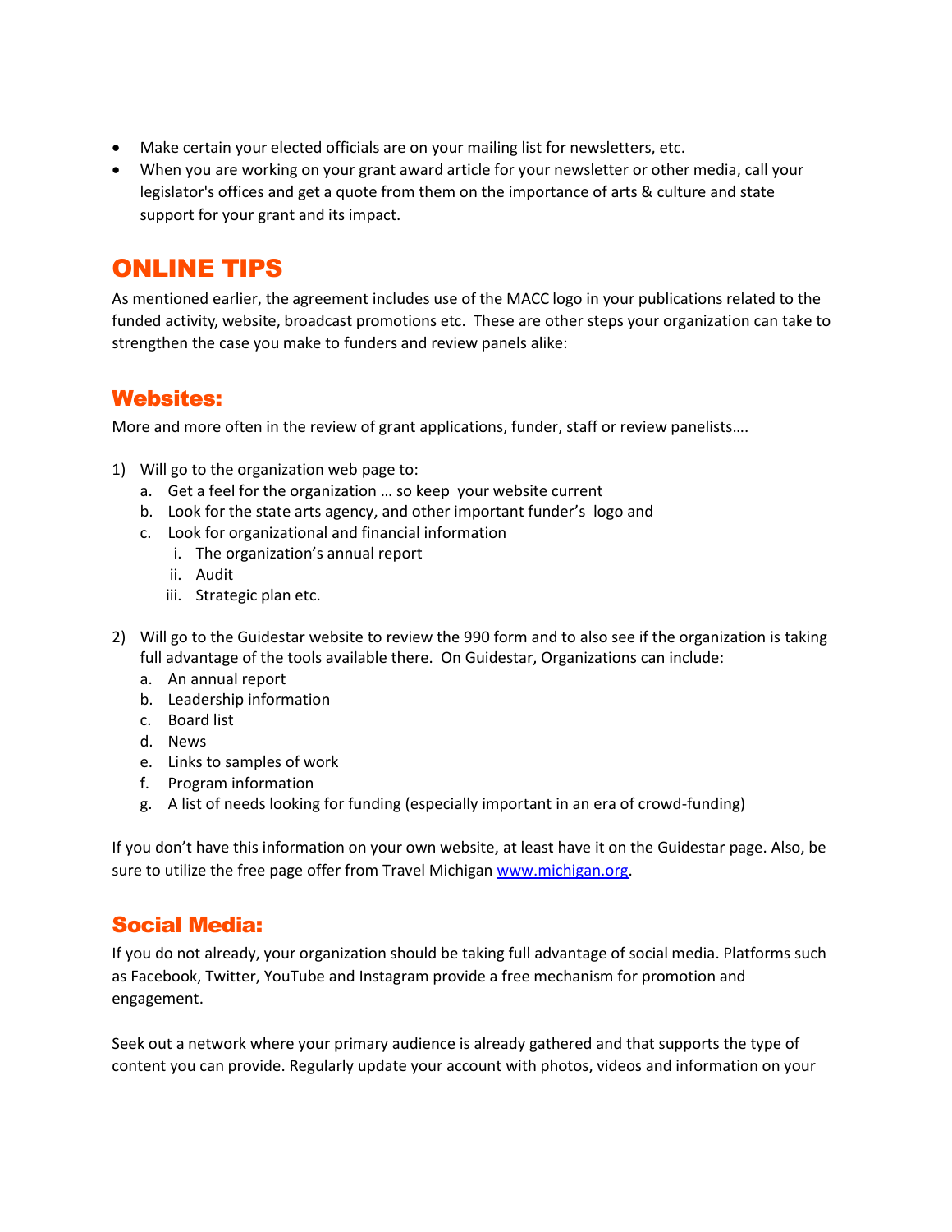- Make certain your elected officials are on your mailing list for newsletters, etc.
- When you are working on your grant award article for your newsletter or other media, call your legislator's offices and get a quote from them on the importance of arts & culture and state support for your grant and its impact.

# ONLINE TIPS

As mentioned earlier, the agreement includes use of the MACC logo in your publications related to the funded activity, website, broadcast promotions etc. These are other steps your organization can take to strengthen the case you make to funders and review panels alike:

## Websites:

More and more often in the review of grant applications, funder, staff or review panelists….

1) Will go to the organization web page to:
   a. Get a feel for the organization … so keep your website current
   b. Look for the state arts agency, and other important funder's logo and
   c. Look for organizational and financial information
      i. The organization's annual report
      ii. Audit
      iii. Strategic plan etc.

2) Will go to the Guidestar website to review the 990 form and to also see if the organization is taking full advantage of the tools available there. On Guidestar, Organizations can include:
   a. An annual report
   b. Leadership information
   c. Board list
   d. News
   e. Links to samples of work
   f. Program information
   g. A list of needs looking for funding (especially important in an era of crowd-funding)

If you don't have this information on your own website, at least have it on the Guidestar page. Also, be sure to utilize the free page offer from Travel Michigan [www.michigan.org](http://www.michigan.org).

## Social Media:

If you do not already, your organization should be taking full advantage of social media. Platforms such as Facebook, Twitter, YouTube and Instagram provide a free mechanism for promotion and engagement.

Seek out a network where your primary audience is already gathered and that supports the type of content you can provide. Regularly update your account with photos, videos and information on your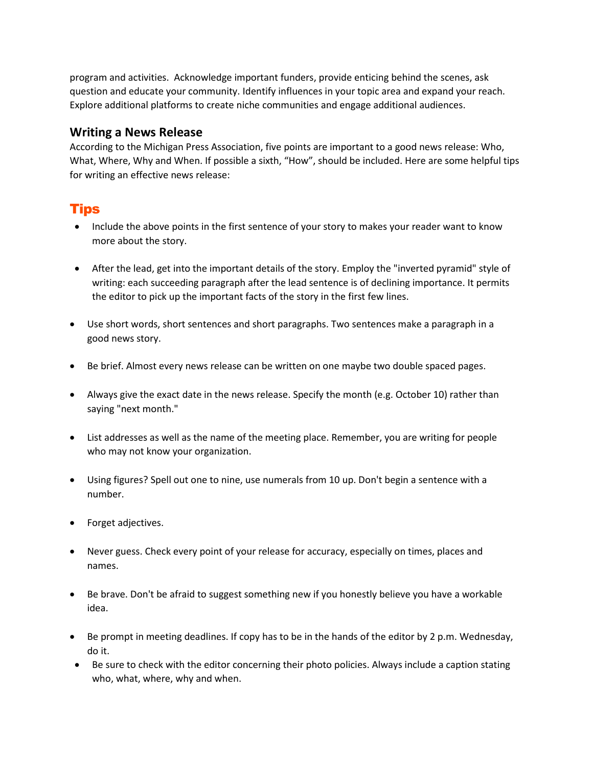program and activities.  Acknowledge important funders, provide enticing behind the scenes, ask question and educate your community. Identify influences in your topic area and expand your reach. Explore additional platforms to create niche communities and engage additional audiences.

## Writing a News Release

According to the Michigan Press Association, five points are important to a good news release: Who, What, Where, Why and When. If possible a sixth, "How", should be included. Here are some helpful tips for writing an effective news release:

## Tips

- Include the above points in the first sentence of your story to makes your reader want to know more about the story.
- After the lead, get into the important details of the story. Employ the "inverted pyramid" style of writing: each succeeding paragraph after the lead sentence is of declining importance. It permits the editor to pick up the important facts of the story in the first few lines.
- Use short words, short sentences and short paragraphs. Two sentences make a paragraph in a good news story.
- Be brief. Almost every news release can be written on one maybe two double spaced pages.
- Always give the exact date in the news release. Specify the month (e.g. October 10) rather than saying "next month."
- List addresses as well as the name of the meeting place. Remember, you are writing for people who may not know your organization.
- Using figures? Spell out one to nine, use numerals from 10 up. Don't begin a sentence with a number.
- Forget adjectives.
- Never guess. Check every point of your release for accuracy, especially on times, places and names.
- Be brave. Don't be afraid to suggest something new if you honestly believe you have a workable idea.
- Be prompt in meeting deadlines. If copy has to be in the hands of the editor by 2 p.m. Wednesday, do it.
- Be sure to check with the editor concerning their photo policies. Always include a caption stating who, what, where, why and when.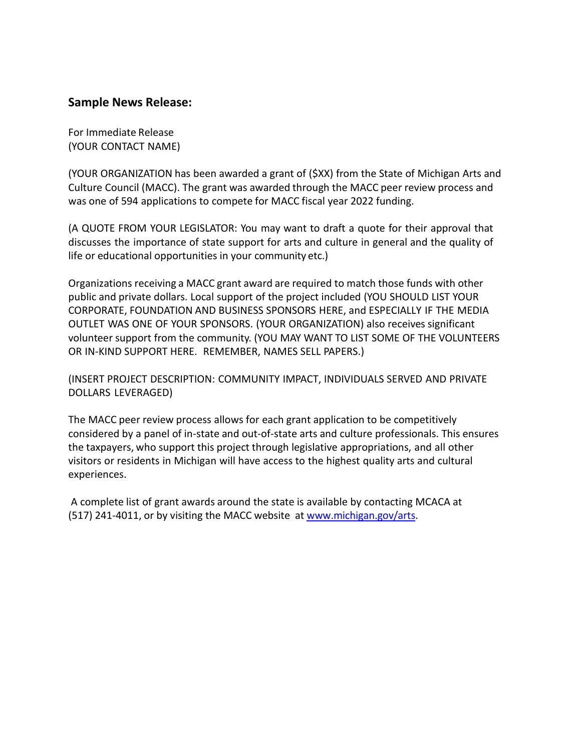**Sample News Release:**

For Immediate Release
(YOUR CONTACT NAME)

(YOUR ORGANIZATION has been awarded a grant of ($XX) from the State of Michigan Arts and Culture Council (MACC). The grant was awarded through the MACC peer review process and was one of 594 applications to compete for MACC fiscal year 2022 funding.

(A QUOTE FROM YOUR LEGISLATOR: You may want to draft a quote for their approval that discusses the importance of state support for arts and culture in general and the quality of life or educational opportunities in your community etc.)

Organizations receiving a MACC grant award are required to match those funds with other public and private dollars. Local support of the project included (YOU SHOULD LIST YOUR CORPORATE, FOUNDATION AND BUSINESS SPONSORS HERE, and ESPECIALLY IF THE MEDIA OUTLET WAS ONE OF YOUR SPONSORS. (YOUR ORGANIZATION) also receives significant volunteer support from the community. (YOU MAY WANT TO LIST SOME OF THE VOLUNTEERS OR IN-KIND SUPPORT HERE. REMEMBER, NAMES SELL PAPERS.)

(INSERT PROJECT DESCRIPTION: COMMUNITY IMPACT, INDIVIDUALS SERVED AND PRIVATE DOLLARS LEVERAGED)

The MACC peer review process allows for each grant application to be competitively considered by a panel of in-state and out-of-state arts and culture professionals. This ensures the taxpayers, who support this project through legislative appropriations, and all other visitors or residents in Michigan will have access to the highest quality arts and cultural experiences.

A complete list of grant awards around the state is available by contacting MCACA at (517) 241-4011, or by visiting the MACC website at [www.michigan.gov/arts](http://www.michigan.gov/arts).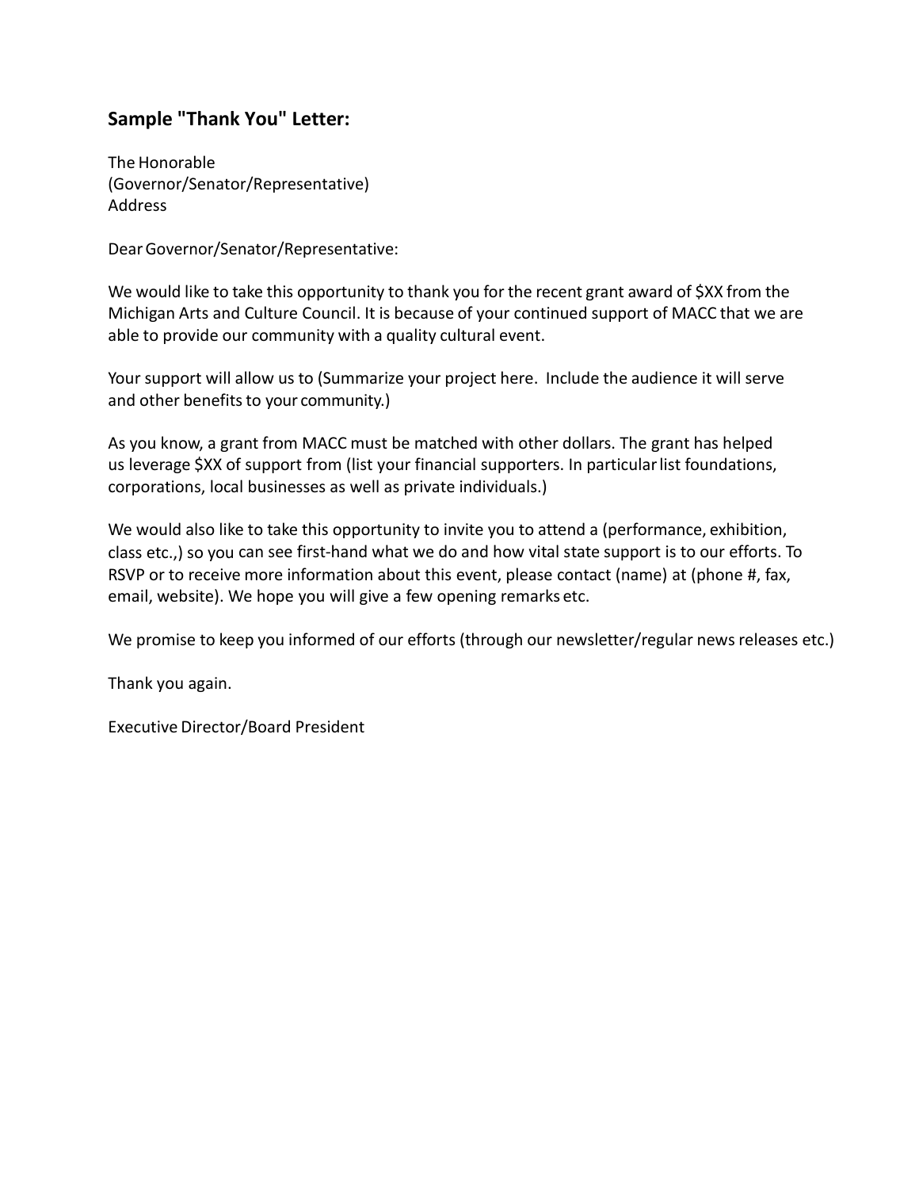### Sample "Thank You" Letter:

The Honorable  
(Governor/Senator/Representative)  
Address

Dear Governor/Senator/Representative:

We would like to take this opportunity to thank you for the recent grant award of $XX from the Michigan Arts and Culture Council. It is because of your continued support of MACC that we are able to provide our community with a quality cultural event.

Your support will allow us to (Summarize your project here. Include the audience it will serve and other benefits to your community.)

As you know, a grant from MACC must be matched with other dollars. The grant has helped us leverage $XX of support from (list your financial supporters. In particular list foundations, corporations, local businesses as well as private individuals.)

We would also like to take this opportunity to invite you to attend a (performance, exhibition, class etc.,) so you can see first-hand what we do and how vital state support is to our efforts. To RSVP or to receive more information about this event, please contact (name) at (phone #, fax, email, website). We hope you will give a few opening remarks etc.

We promise to keep you informed of our efforts (through our newsletter/regular news releases etc.)

Thank you again.

Executive Director/Board President